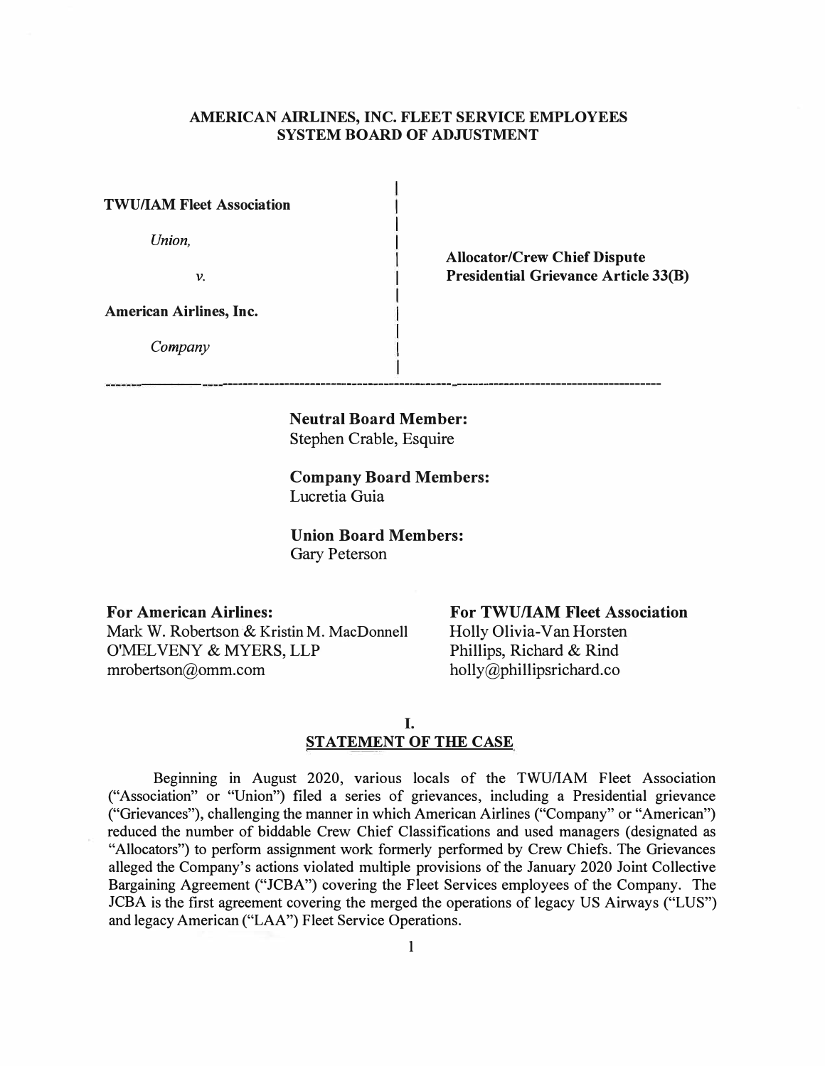**AMERICAN AIRLINES, INC. FLEET SERVICE EMPLOYEES SYSTEM BOARD OF ADJUSTMENT**

| | |
|---|---|
| **TWU/IAM Fleet Association** | |
| *Union,* | **Allocator/Crew Chief Dispute** |
| *v.* | **Presidential Grievance Article 33(B)** |
| **American Airlines, Inc.** | |
| *Company* | |

---

**Neutral Board Member:**
Stephen Crable, Esquire

**Company Board Members:**
Lucretia Guia

**Union Board Members:**
Gary Peterson

**For American Airlines:**
Mark W. Robertson & Kristin M. MacDonnell
O'MELVENY & MYERS, LLP
mrobertson@omm.com

**For TWU/IAM Fleet Association**
Holly Olivia-Van Horsten
Phillips, Richard & Rind
holly@phillipsrichard.co

## I. STATEMENT OF THE CASE

Beginning in August 2020, various locals of the TWU/IAM Fleet Association ("Association" or "Union") filed a series of grievances, including a Presidential grievance ("Grievances"), challenging the manner in which American Airlines ("Company" or "American") reduced the number of biddable Crew Chief Classifications and used managers (designated as "Allocators") to perform assignment work formerly performed by Crew Chiefs. The Grievances alleged the Company's actions violated multiple provisions of the January 2020 Joint Collective Bargaining Agreement ("JCBA") covering the Fleet Services employees of the Company. The JCBA is the first agreement covering the merged the operations of legacy US Airways ("LUS") and legacy American ("LAA") Fleet Service Operations.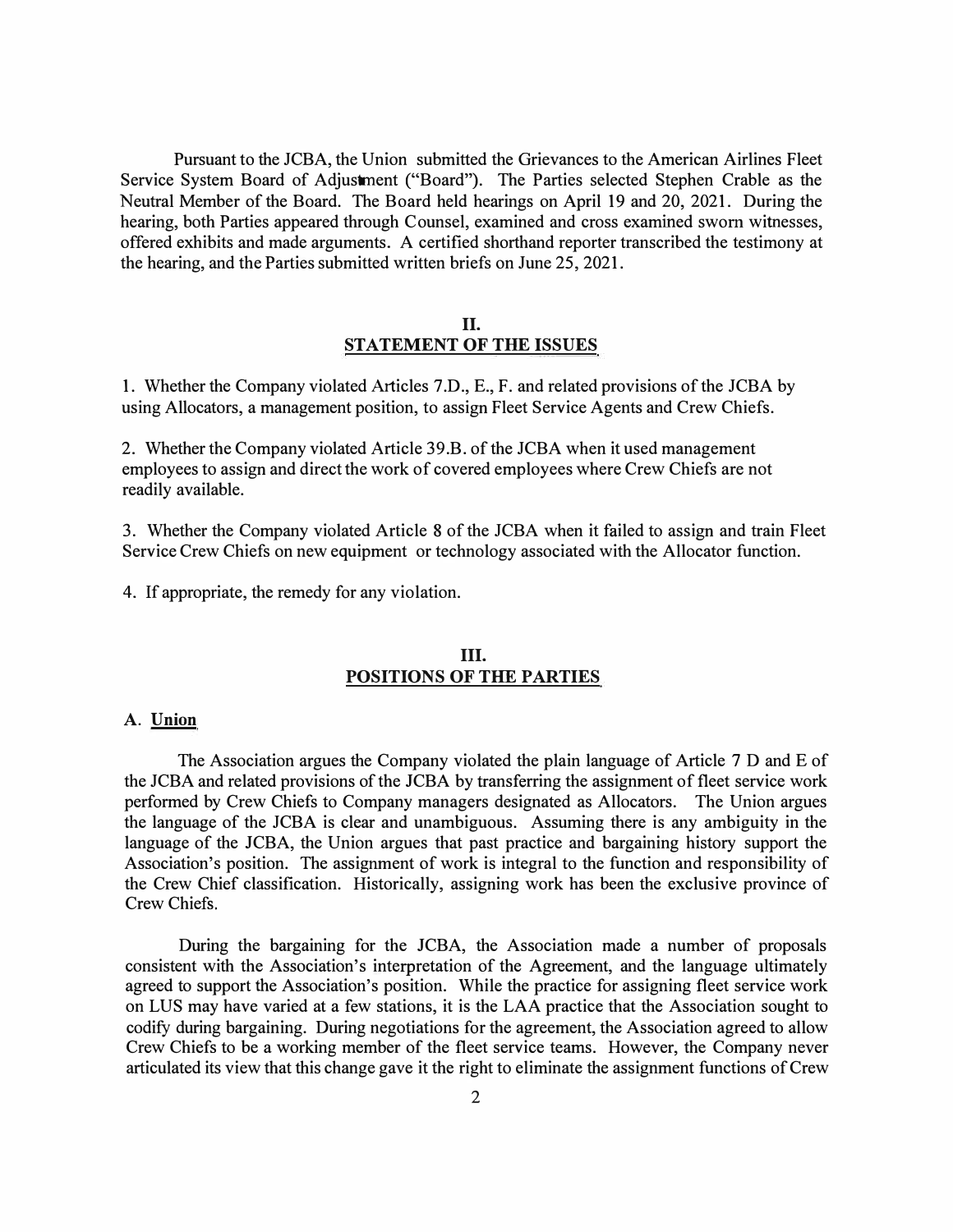Pursuant to the JCBA, the Union submitted the Grievances to the American Airlines Fleet Service System Board of Adjustment ("Board"). The Parties selected Stephen Crable as the Neutral Member of the Board. The Board held hearings on April 19 and 20, 2021. During the hearing, both Parties appeared through Counsel, examined and cross examined sworn witnesses, offered exhibits and made arguments. A certified shorthand reporter transcribed the testimony at the hearing, and the Parties submitted written briefs on June 25, 2021.

## II.
## STATEMENT OF THE ISSUES

1. Whether the Company violated Articles 7.D., E., F. and related provisions of the JCBA by using Allocators, a management position, to assign Fleet Service Agents and Crew Chiefs.

2. Whether the Company violated Article 39.B. of the JCBA when it used management employees to assign and direct the work of covered employees where Crew Chiefs are not readily available.

3. Whether the Company violated Article 8 of the JCBA when it failed to assign and train Fleet Service Crew Chiefs on new equipment or technology associated with the Allocator function.

4. If appropriate, the remedy for any violation.

## III.
## POSITIONS OF THE PARTIES

### A. Union

The Association argues the Company violated the plain language of Article 7 D and E of the JCBA and related provisions of the JCBA by transferring the assignment of fleet service work performed by Crew Chiefs to Company managers designated as Allocators. The Union argues the language of the JCBA is clear and unambiguous. Assuming there is any ambiguity in the language of the JCBA, the Union argues that past practice and bargaining history support the Association's position. The assignment of work is integral to the function and responsibility of the Crew Chief classification. Historically, assigning work has been the exclusive province of Crew Chiefs.

During the bargaining for the JCBA, the Association made a number of proposals consistent with the Association's interpretation of the Agreement, and the language ultimately agreed to support the Association's position. While the practice for assigning fleet service work on LUS may have varied at a few stations, it is the LAA practice that the Association sought to codify during bargaining. During negotiations for the agreement, the Association agreed to allow Crew Chiefs to be a working member of the fleet service teams. However, the Company never articulated its view that this change gave it the right to eliminate the assignment functions of Crew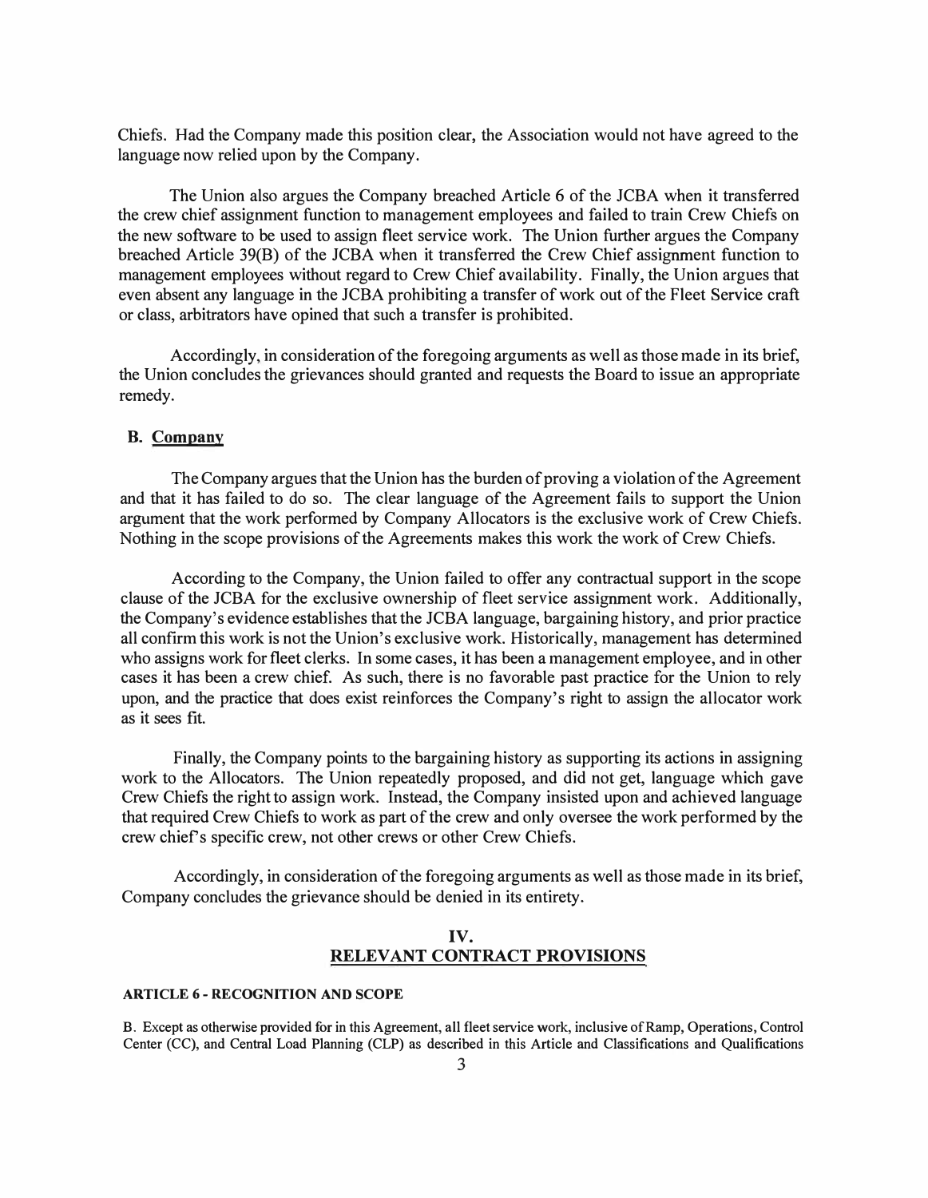Chiefs. Had the Company made this position clear, the Association would not have agreed to the language now relied upon by the Company.

The Union also argues the Company breached Article 6 of the JCBA when it transferred the crew chief assignment function to management employees and failed to train Crew Chiefs on the new software to be used to assign fleet service work. The Union further argues the Company breached Article 39(B) of the JCBA when it transferred the Crew Chief assignment function to management employees without regard to Crew Chief availability. Finally, the Union argues that even absent any language in the JCBA prohibiting a transfer of work out of the Fleet Service craft or class, arbitrators have opined that such a transfer is prohibited.

Accordingly, in consideration of the foregoing arguments as well as those made in its brief, the Union concludes the grievances should granted and requests the Board to issue an appropriate remedy.

### B. Company

The Company argues that the Union has the burden of proving a violation of the Agreement and that it has failed to do so. The clear language of the Agreement fails to support the Union argument that the work performed by Company Allocators is the exclusive work of Crew Chiefs. Nothing in the scope provisions of the Agreements makes this work the work of Crew Chiefs.

According to the Company, the Union failed to offer any contractual support in the scope clause of the JCBA for the exclusive ownership of fleet service assignment work. Additionally, the Company's evidence establishes that the JCBA language, bargaining history, and prior practice all confirm this work is not the Union's exclusive work. Historically, management has determined who assigns work for fleet clerks. In some cases, it has been a management employee, and in other cases it has been a crew chief. As such, there is no favorable past practice for the Union to rely upon, and the practice that does exist reinforces the Company's right to assign the allocator work as it sees fit.

Finally, the Company points to the bargaining history as supporting its actions in assigning work to the Allocators. The Union repeatedly proposed, and did not get, language which gave Crew Chiefs the right to assign work. Instead, the Company insisted upon and achieved language that required Crew Chiefs to work as part of the crew and only oversee the work performed by the crew chief's specific crew, not other crews or other Crew Chiefs.

Accordingly, in consideration of the foregoing arguments as well as those made in its brief, Company concludes the grievance should be denied in its entirety.

## IV. RELEVANT CONTRACT PROVISIONS

**ARTICLE 6 - RECOGNITION AND SCOPE**

B. Except as otherwise provided for in this Agreement, all fleet service work, inclusive of Ramp, Operations, Control Center (CC), and Central Load Planning (CLP) as described in this Article and Classifications and Qualifications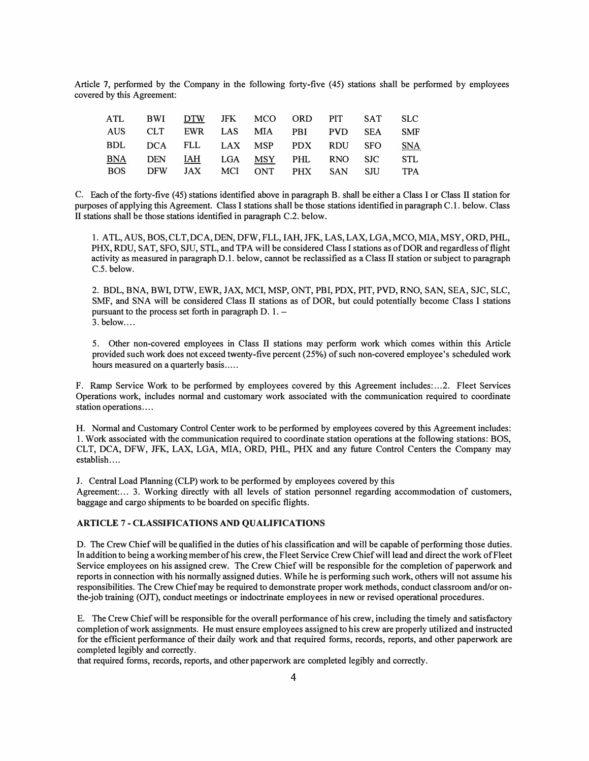Article 7, performed by the Company in the following forty-five (45) stations shall be performed by employees covered by this Agreement:

| | | | | | | | | |
|---|---|---|---|---|---|---|---|---|
| ATL | BWI | <u>DTW</u> | JFK | MCO | ORD | PIT | SAT | SLC |
| AUS | CLT | EWR | LAS | MIA | PBI | PVD | SEA | SMF |
| BDL | DCA | FLL | LAX | MSP | PDX | RDU | SFO | <u>SNA</u> |
| <u>BNA</u> | DEN | <u>IAH</u> | LGA | <u>MSY</u> | PHL | RNO | SJC | STL |
| BOS | DFW | JAX | MCI | ONT | PHX | SAN | SJU | TPA |

C. Each of the forty-five (45) stations identified above in paragraph B. shall be either a Class I or Class II station for purposes of applying this Agreement. Class I stations shall be those stations identified in paragraph C.1. below. Class II stations shall be those stations identified in paragraph C.2. below.

1. ATL, AUS, BOS, CLT, DCA, DEN, DFW, FLL, IAH, JFK, LAS, LAX, LGA, MCO, MIA, MSY, ORD, PHL, PHX, RDU, SAT, SFO, SJU, STL, and TPA will be considered Class I stations as of DOR and regardless of flight activity as measured in paragraph D.1. below, cannot be reclassified as a Class II station or subject to paragraph C.5. below.

2. BDL, BNA, BWI, DTW, EWR, JAX, MCI, MSP, ONT, PBI, PDX, PIT, PVD, RNO, SAN, SEA, SJC, SLC, SMF, and SNA will be considered Class II stations as of DOR, but could potentially become Class I stations pursuant to the process set forth in paragraph D. 1. – 3. below....

5. Other non-covered employees in Class II stations may perform work which comes within this Article provided such work does not exceed twenty-five percent (25%) of such non-covered employee's scheduled work hours measured on a quarterly basis.....

F. Ramp Service Work to be performed by employees covered by this Agreement includes:...2. Fleet Services Operations work, includes normal and customary work associated with the communication required to coordinate station operations....

H. Normal and Customary Control Center work to be performed by employees covered by this Agreement includes: 1. Work associated with the communication required to coordinate station operations at the following stations: BOS, CLT, DCA, DFW, JFK, LAX, LGA, MIA, ORD, PHL, PHX and any future Control Centers the Company may establish....

J. Central Load Planning (CLP) work to be performed by employees covered by this Agreement:... 3. Working directly with all levels of station personnel regarding accommodation of customers, baggage and cargo shipments to be boarded on specific flights.

**ARTICLE 7 - CLASSIFICATIONS AND QUALIFICATIONS**

D. The Crew Chief will be qualified in the duties of his classification and will be capable of performing those duties. In addition to being a working member of his crew, the Fleet Service Crew Chief will lead and direct the work of Fleet Service employees on his assigned crew. The Crew Chief will be responsible for the completion of paperwork and reports in connection with his normally assigned duties. While he is performing such work, others will not assume his responsibilities. The Crew Chief may be required to demonstrate proper work methods, conduct classroom and/or on-the-job training (OJT), conduct meetings or indoctrinate employees in new or revised operational procedures.

E. The Crew Chief will be responsible for the overall performance of his crew, including the timely and satisfactory completion of work assignments. He must ensure employees assigned to his crew are properly utilized and instructed for the efficient performance of their daily work and that required forms, records, reports, and other paperwork are completed legibly and correctly.
that required forms, records, reports, and other paperwork are completed legibly and correctly.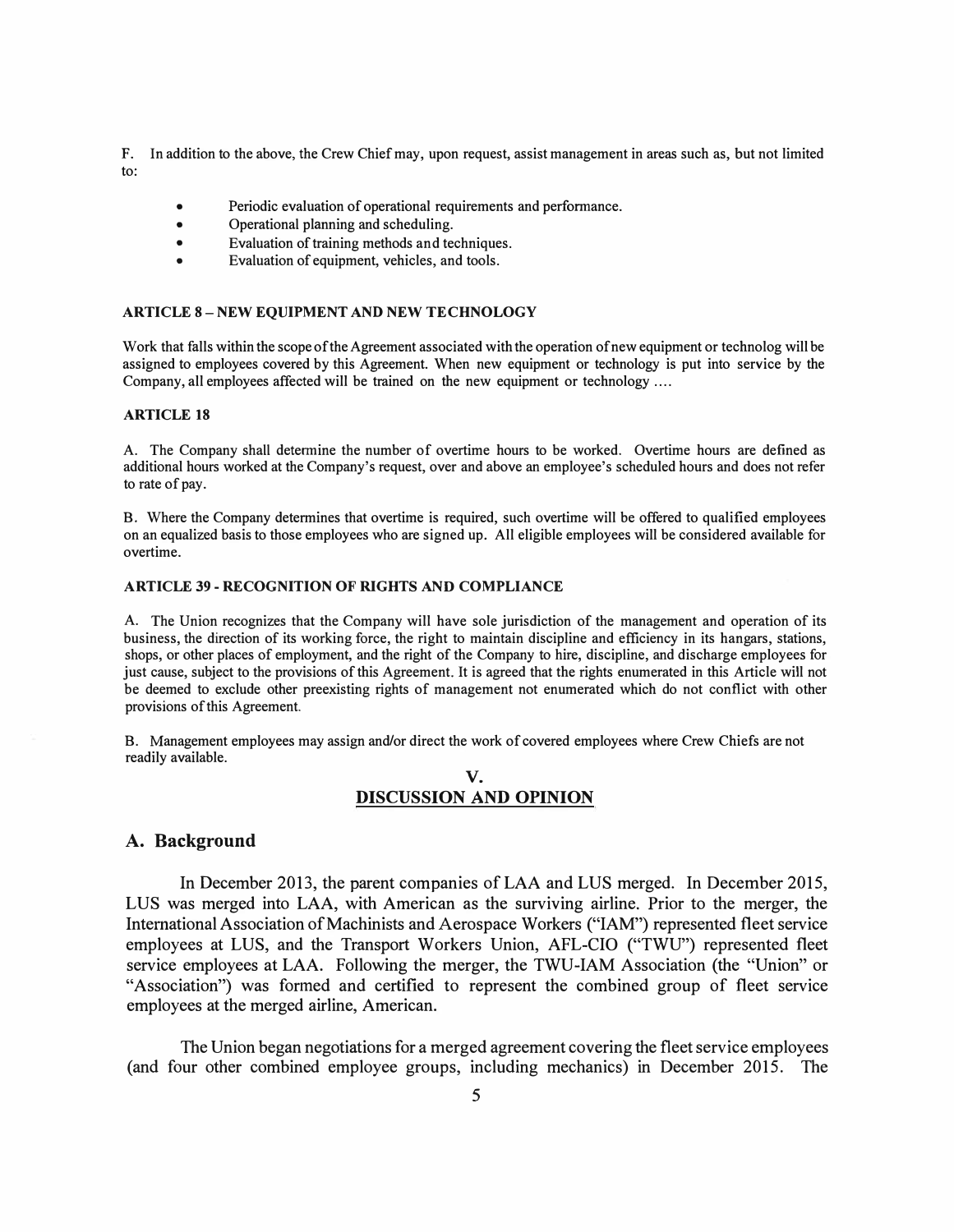F. In addition to the above, the Crew Chief may, upon request, assist management in areas such as, but not limited to:

- Periodic evaluation of operational requirements and performance.
- Operational planning and scheduling.
- Evaluation of training methods and techniques.
- Evaluation of equipment, vehicles, and tools.

**ARTICLE 8 – NEW EQUIPMENT AND NEW TECHNOLOGY**

Work that falls within the scope of the Agreement associated with the operation of new equipment or technolog will be assigned to employees covered by this Agreement. When new equipment or technology is put into service by the Company, all employees affected will be trained on the new equipment or technology ....

**ARTICLE 18**

A. The Company shall determine the number of overtime hours to be worked. Overtime hours are defined as additional hours worked at the Company's request, over and above an employee's scheduled hours and does not refer to rate of pay.

B. Where the Company determines that overtime is required, such overtime will be offered to qualified employees on an equalized basis to those employees who are signed up. All eligible employees will be considered available for overtime.

**ARTICLE 39 - RECOGNITION OF RIGHTS AND COMPLIANCE**

A. The Union recognizes that the Company will have sole jurisdiction of the management and operation of its business, the direction of its working force, the right to maintain discipline and efficiency in its hangars, stations, shops, or other places of employment, and the right of the Company to hire, discipline, and discharge employees for just cause, subject to the provisions of this Agreement. It is agreed that the rights enumerated in this Article will not be deemed to exclude other preexisting rights of management not enumerated which do not conflict with other provisions of this Agreement.

B. Management employees may assign and/or direct the work of covered employees where Crew Chiefs are not readily available.

## V. DISCUSSION AND OPINION

### A. Background

In December 2013, the parent companies of LAA and LUS merged. In December 2015, LUS was merged into LAA, with American as the surviving airline. Prior to the merger, the International Association of Machinists and Aerospace Workers ("IAM") represented fleet service employees at LUS, and the Transport Workers Union, AFL-CIO ("TWU") represented fleet service employees at LAA. Following the merger, the TWU-IAM Association (the "Union" or "Association") was formed and certified to represent the combined group of fleet service employees at the merged airline, American.

The Union began negotiations for a merged agreement covering the fleet service employees (and four other combined employee groups, including mechanics) in December 2015. The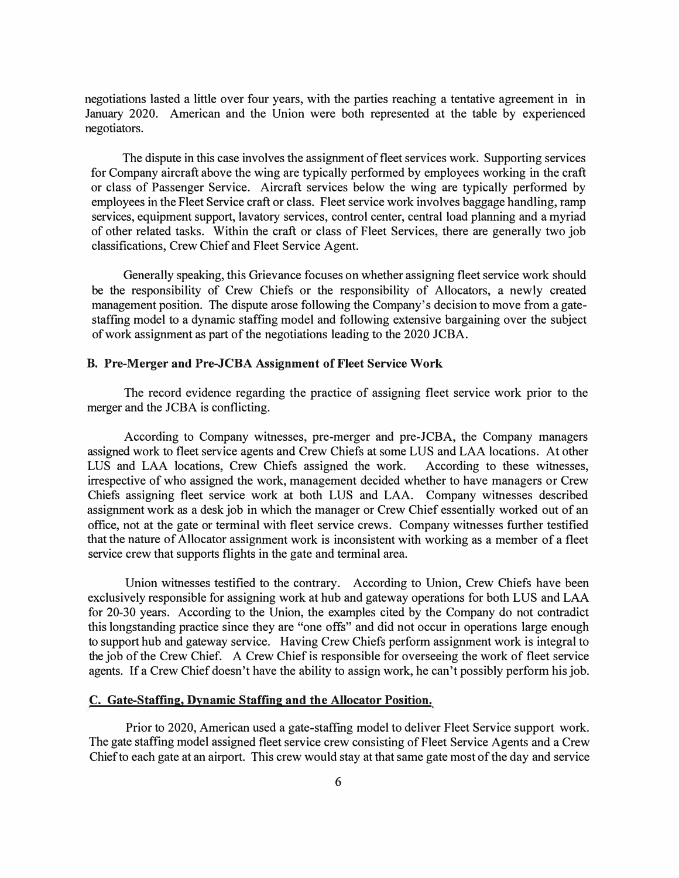negotiations lasted a little over four years, with the parties reaching a tentative agreement in in January 2020. American and the Union were both represented at the table by experienced negotiators.

The dispute in this case involves the assignment of fleet services work. Supporting services for Company aircraft above the wing are typically performed by employees working in the craft or class of Passenger Service. Aircraft services below the wing are typically performed by employees in the Fleet Service craft or class. Fleet service work involves baggage handling, ramp services, equipment support, lavatory services, control center, central load planning and a myriad of other related tasks. Within the craft or class of Fleet Services, there are generally two job classifications, Crew Chief and Fleet Service Agent.

Generally speaking, this Grievance focuses on whether assigning fleet service work should be the responsibility of Crew Chiefs or the responsibility of Allocators, a newly created management position. The dispute arose following the Company's decision to move from a gate-staffing model to a dynamic staffing model and following extensive bargaining over the subject of work assignment as part of the negotiations leading to the 2020 JCBA.

### B. Pre-Merger and Pre-JCBA Assignment of Fleet Service Work

The record evidence regarding the practice of assigning fleet service work prior to the merger and the JCBA is conflicting.

According to Company witnesses, pre-merger and pre-JCBA, the Company managers assigned work to fleet service agents and Crew Chiefs at some LUS and LAA locations. At other LUS and LAA locations, Crew Chiefs assigned the work. According to these witnesses, irrespective of who assigned the work, management decided whether to have managers or Crew Chiefs assigning fleet service work at both LUS and LAA. Company witnesses described assignment work as a desk job in which the manager or Crew Chief essentially worked out of an office, not at the gate or terminal with fleet service crews. Company witnesses further testified that the nature of Allocator assignment work is inconsistent with working as a member of a fleet service crew that supports flights in the gate and terminal area.

Union witnesses testified to the contrary. According to Union, Crew Chiefs have been exclusively responsible for assigning work at hub and gateway operations for both LUS and LAA for 20-30 years. According to the Union, the examples cited by the Company do not contradict this longstanding practice since they are "one offs" and did not occur in operations large enough to support hub and gateway service. Having Crew Chiefs perform assignment work is integral to the job of the Crew Chief. A Crew Chief is responsible for overseeing the work of fleet service agents. If a Crew Chief doesn't have the ability to assign work, he can't possibly perform his job.

### C. Gate-Staffing, Dynamic Staffing and the Allocator Position.

Prior to 2020, American used a gate-staffing model to deliver Fleet Service support work. The gate staffing model assigned fleet service crew consisting of Fleet Service Agents and a Crew Chief to each gate at an airport. This crew would stay at that same gate most of the day and service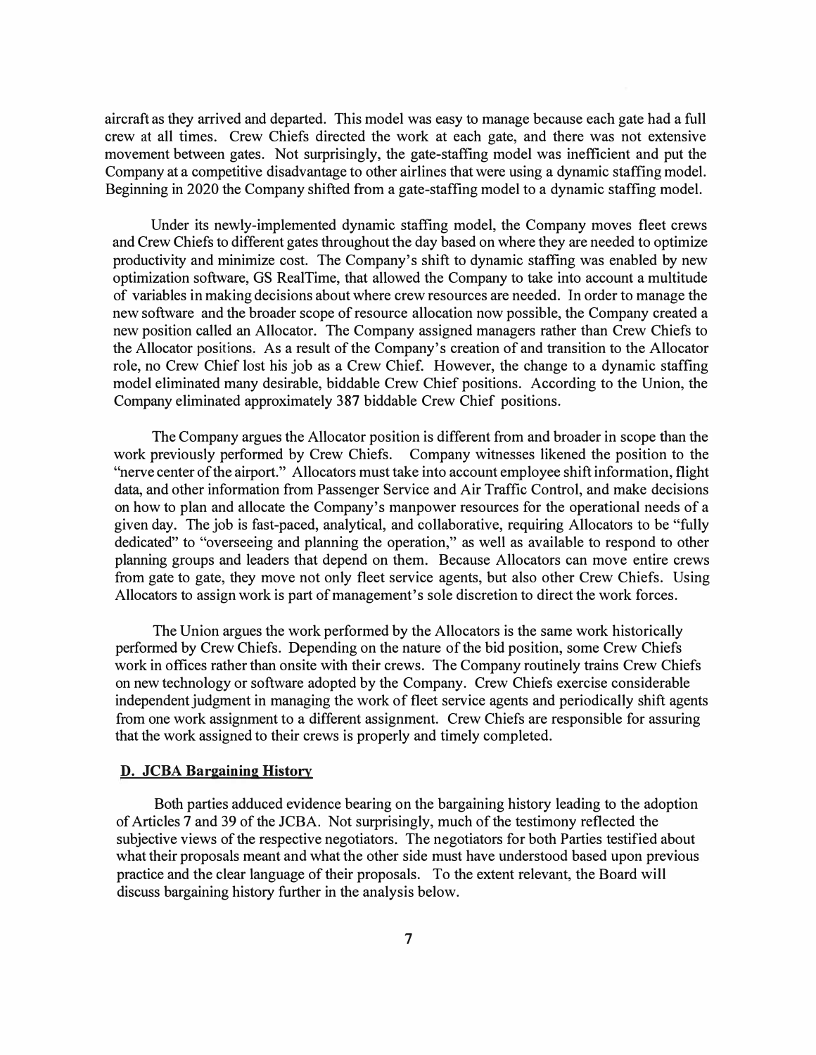aircraft as they arrived and departed. This model was easy to manage because each gate had a full crew at all times. Crew Chiefs directed the work at each gate, and there was not extensive movement between gates. Not surprisingly, the gate-staffing model was inefficient and put the Company at a competitive disadvantage to other airlines that were using a dynamic staffing model. Beginning in 2020 the Company shifted from a gate-staffing model to a dynamic staffing model.

Under its newly-implemented dynamic staffing model, the Company moves fleet crews and Crew Chiefs to different gates throughout the day based on where they are needed to optimize productivity and minimize cost. The Company's shift to dynamic staffing was enabled by new optimization software, GS RealTime, that allowed the Company to take into account a multitude of variables in making decisions about where crew resources are needed. In order to manage the new software and the broader scope of resource allocation now possible, the Company created a new position called an Allocator. The Company assigned managers rather than Crew Chiefs to the Allocator positions. As a result of the Company's creation of and transition to the Allocator role, no Crew Chief lost his job as a Crew Chief. However, the change to a dynamic staffing model eliminated many desirable, biddable Crew Chief positions. According to the Union, the Company eliminated approximately 387 biddable Crew Chief positions.

The Company argues the Allocator position is different from and broader in scope than the work previously performed by Crew Chiefs. Company witnesses likened the position to the "nerve center of the airport." Allocators must take into account employee shift information, flight data, and other information from Passenger Service and Air Traffic Control, and make decisions on how to plan and allocate the Company's manpower resources for the operational needs of a given day. The job is fast-paced, analytical, and collaborative, requiring Allocators to be "fully dedicated" to "overseeing and planning the operation," as well as available to respond to other planning groups and leaders that depend on them. Because Allocators can move entire crews from gate to gate, they move not only fleet service agents, but also other Crew Chiefs. Using Allocators to assign work is part of management's sole discretion to direct the work forces.

The Union argues the work performed by the Allocators is the same work historically performed by Crew Chiefs. Depending on the nature of the bid position, some Crew Chiefs work in offices rather than onsite with their crews. The Company routinely trains Crew Chiefs on new technology or software adopted by the Company. Crew Chiefs exercise considerable independent judgment in managing the work of fleet service agents and periodically shift agents from one work assignment to a different assignment. Crew Chiefs are responsible for assuring that the work assigned to their crews is properly and timely completed.

## D. JCBA Bargaining History

Both parties adduced evidence bearing on the bargaining history leading to the adoption of Articles 7 and 39 of the JCBA. Not surprisingly, much of the testimony reflected the subjective views of the respective negotiators. The negotiators for both Parties testified about what their proposals meant and what the other side must have understood based upon previous practice and the clear language of their proposals. To the extent relevant, the Board will discuss bargaining history further in the analysis below.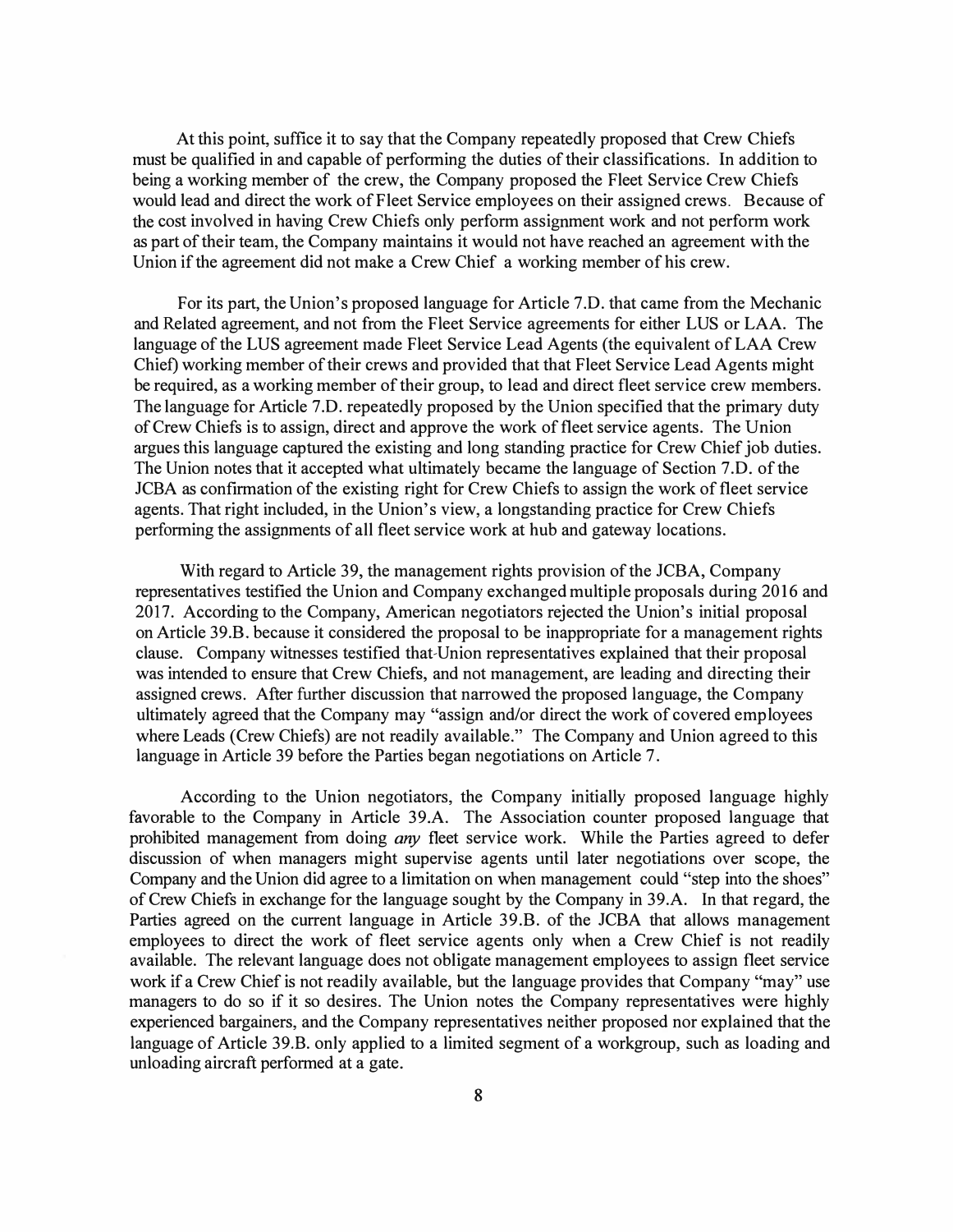At this point, suffice it to say that the Company repeatedly proposed that Crew Chiefs must be qualified in and capable of performing the duties of their classifications. In addition to being a working member of the crew, the Company proposed the Fleet Service Crew Chiefs would lead and direct the work of Fleet Service employees on their assigned crews. Because of the cost involved in having Crew Chiefs only perform assignment work and not perform work as part of their team, the Company maintains it would not have reached an agreement with the Union if the agreement did not make a Crew Chief a working member of his crew.

For its part, the Union's proposed language for Article 7.D. that came from the Mechanic and Related agreement, and not from the Fleet Service agreements for either LUS or LAA. The language of the LUS agreement made Fleet Service Lead Agents (the equivalent of LAA Crew Chief) working member of their crews and provided that that Fleet Service Lead Agents might be required, as a working member of their group, to lead and direct fleet service crew members. The language for Article 7.D. repeatedly proposed by the Union specified that the primary duty of Crew Chiefs is to assign, direct and approve the work of fleet service agents. The Union argues this language captured the existing and long standing practice for Crew Chief job duties. The Union notes that it accepted what ultimately became the language of Section 7.D. of the JCBA as confirmation of the existing right for Crew Chiefs to assign the work of fleet service agents. That right included, in the Union's view, a longstanding practice for Crew Chiefs performing the assignments of all fleet service work at hub and gateway locations.

With regard to Article 39, the management rights provision of the JCBA, Company representatives testified the Union and Company exchanged multiple proposals during 2016 and 2017. According to the Company, American negotiators rejected the Union's initial proposal on Article 39.B. because it considered the proposal to be inappropriate for a management rights clause. Company witnesses testified that Union representatives explained that their proposal was intended to ensure that Crew Chiefs, and not management, are leading and directing their assigned crews. After further discussion that narrowed the proposed language, the Company ultimately agreed that the Company may "assign and/or direct the work of covered employees where Leads (Crew Chiefs) are not readily available." The Company and Union agreed to this language in Article 39 before the Parties began negotiations on Article 7.

According to the Union negotiators, the Company initially proposed language highly favorable to the Company in Article 39.A. The Association counter proposed language that prohibited management from doing *any* fleet service work. While the Parties agreed to defer discussion of when managers might supervise agents until later negotiations over scope, the Company and the Union did agree to a limitation on when management could "step into the shoes" of Crew Chiefs in exchange for the language sought by the Company in 39.A. In that regard, the Parties agreed on the current language in Article 39.B. of the JCBA that allows management employees to direct the work of fleet service agents only when a Crew Chief is not readily available. The relevant language does not obligate management employees to assign fleet service work if a Crew Chief is not readily available, but the language provides that Company "may" use managers to do so if it so desires. The Union notes the Company representatives were highly experienced bargainers, and the Company representatives neither proposed nor explained that the language of Article 39.B. only applied to a limited segment of a workgroup, such as loading and unloading aircraft performed at a gate.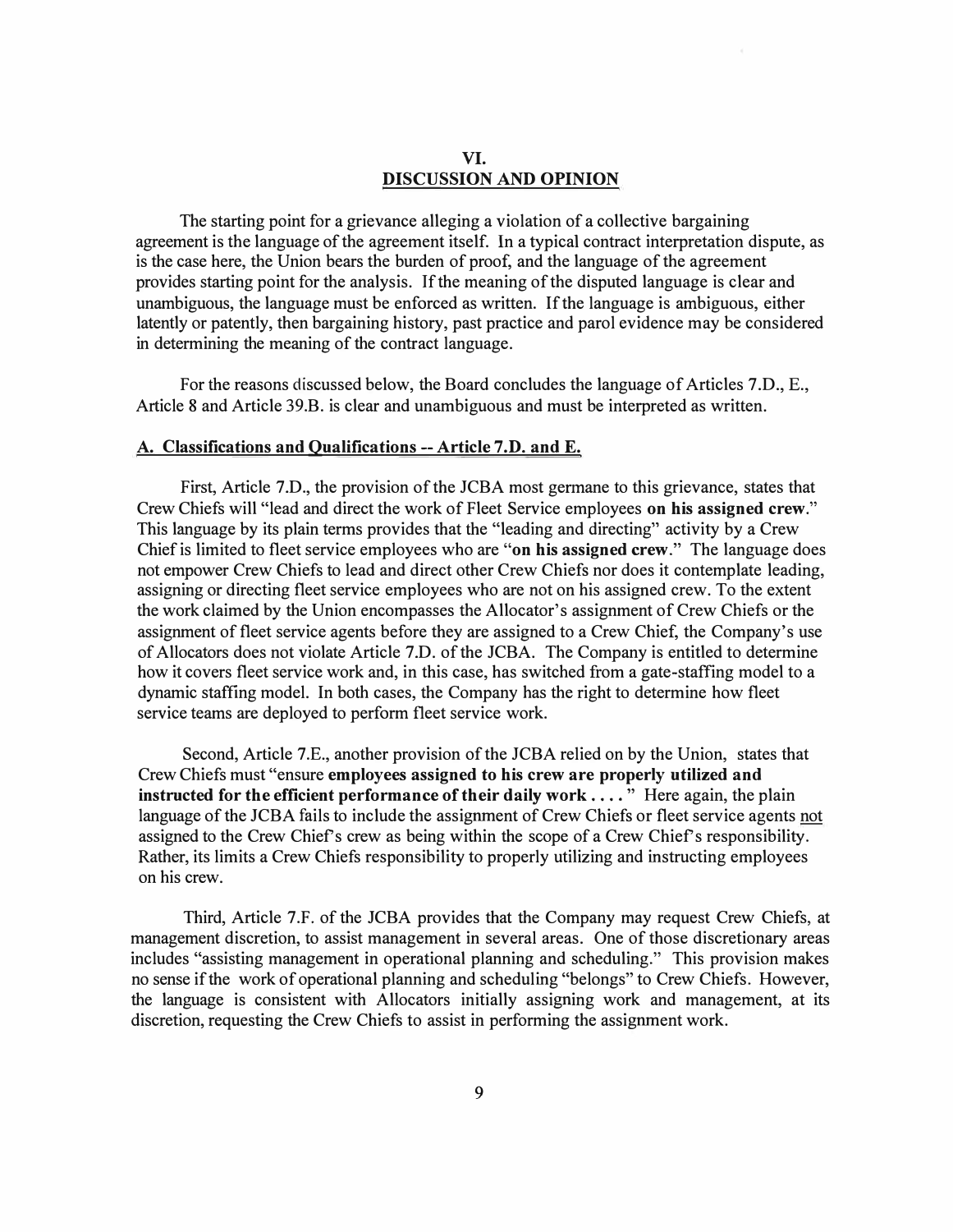## VI.
## DISCUSSION AND OPINION

The starting point for a grievance alleging a violation of a collective bargaining agreement is the language of the agreement itself. In a typical contract interpretation dispute, as is the case here, the Union bears the burden of proof, and the language of the agreement provides starting point for the analysis. If the meaning of the disputed language is clear and unambiguous, the language must be enforced as written. If the language is ambiguous, either latently or patently, then bargaining history, past practice and parol evidence may be considered in determining the meaning of the contract language.

For the reasons discussed below, the Board concludes the language of Articles 7.D., E., Article 8 and Article 39.B. is clear and unambiguous and must be interpreted as written.

### A. Classifications and Qualifications -- Article 7.D. and E.

First, Article 7.D., the provision of the JCBA most germane to this grievance, states that Crew Chiefs will "lead and direct the work of Fleet Service employees **on his assigned crew**." This language by its plain terms provides that the "leading and directing" activity by a Crew Chief is limited to fleet service employees who are "**on his assigned crew**." The language does not empower Crew Chiefs to lead and direct other Crew Chiefs nor does it contemplate leading, assigning or directing fleet service employees who are not on his assigned crew. To the extent the work claimed by the Union encompasses the Allocator's assignment of Crew Chiefs or the assignment of fleet service agents before they are assigned to a Crew Chief, the Company's use of Allocators does not violate Article 7.D. of the JCBA. The Company is entitled to determine how it covers fleet service work and, in this case, has switched from a gate-staffing model to a dynamic staffing model. In both cases, the Company has the right to determine how fleet service teams are deployed to perform fleet service work.

Second, Article 7.E., another provision of the JCBA relied on by the Union, states that Crew Chiefs must "ensure **employees assigned to his crew are properly utilized and instructed for the efficient performance of their daily work . . . .**" Here again, the plain language of the JCBA fails to include the assignment of Crew Chiefs or fleet service agents <u>not</u> assigned to the Crew Chief's crew as being within the scope of a Crew Chief's responsibility. Rather, its limits a Crew Chiefs responsibility to properly utilizing and instructing employees on his crew.

Third, Article 7.F. of the JCBA provides that the Company may request Crew Chiefs, at management discretion, to assist management in several areas. One of those discretionary areas includes "assisting management in operational planning and scheduling." This provision makes no sense if the work of operational planning and scheduling "belongs" to Crew Chiefs. However, the language is consistent with Allocators initially assigning work and management, at its discretion, requesting the Crew Chiefs to assist in performing the assignment work.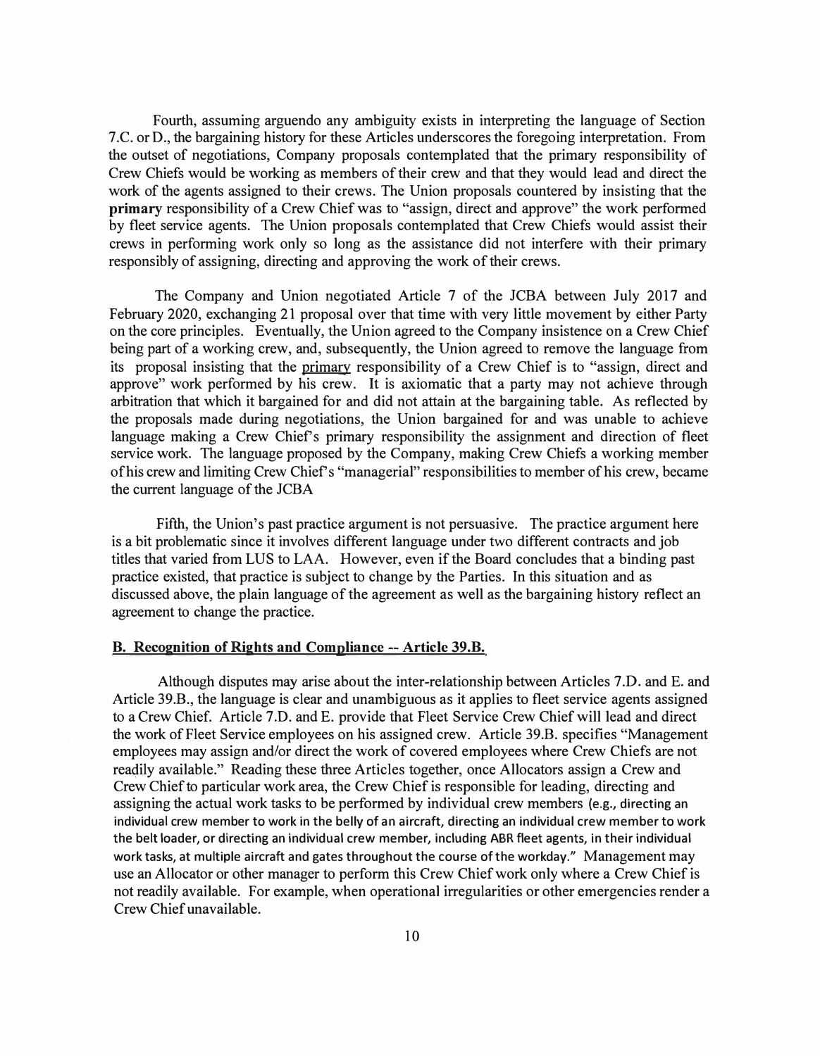Fourth, assuming arguendo any ambiguity exists in interpreting the language of Section 7.C. or D., the bargaining history for these Articles underscores the foregoing interpretation. From the outset of negotiations, Company proposals contemplated that the primary responsibility of Crew Chiefs would be working as members of their crew and that they would lead and direct the work of the agents assigned to their crews. The Union proposals countered by insisting that the **primary** responsibility of a Crew Chief was to "assign, direct and approve" the work performed by fleet service agents. The Union proposals contemplated that Crew Chiefs would assist their crews in performing work only so long as the assistance did not interfere with their primary responsibly of assigning, directing and approving the work of their crews.

The Company and Union negotiated Article 7 of the JCBA between July 2017 and February 2020, exchanging 21 proposal over that time with very little movement by either Party on the core principles. Eventually, the Union agreed to the Company insistence on a Crew Chief being part of a working crew, and, subsequently, the Union agreed to remove the language from its proposal insisting that the <u>primary</u> responsibility of a Crew Chief is to "assign, direct and approve" work performed by his crew. It is axiomatic that a party may not achieve through arbitration that which it bargained for and did not attain at the bargaining table. As reflected by the proposals made during negotiations, the Union bargained for and was unable to achieve language making a Crew Chief's primary responsibility the assignment and direction of fleet service work. The language proposed by the Company, making Crew Chiefs a working member of his crew and limiting Crew Chief's "managerial" responsibilities to member of his crew, became the current language of the JCBA

Fifth, the Union's past practice argument is not persuasive. The practice argument here is a bit problematic since it involves different language under two different contracts and job titles that varied from LUS to LAA. However, even if the Board concludes that a binding past practice existed, that practice is subject to change by the Parties. In this situation and as discussed above, the plain language of the agreement as well as the bargaining history reflect an agreement to change the practice.

### <u>B. Recognition of Rights and Compliance -- Article 39.B.</u>

Although disputes may arise about the inter-relationship between Articles 7.D. and E. and Article 39.B., the language is clear and unambiguous as it applies to fleet service agents assigned to a Crew Chief. Article 7.D. and E. provide that Fleet Service Crew Chief will lead and direct the work of Fleet Service employees on his assigned crew. Article 39.B. specifies "Management employees may assign and/or direct the work of covered employees where Crew Chiefs are not readily available." Reading these three Articles together, once Allocators assign a Crew and Crew Chief to particular work area, the Crew Chief is responsible for leading, directing and assigning the actual work tasks to be performed by individual crew members (e.g., directing an individual crew member to work in the belly of an aircraft, directing an individual crew member to work the belt loader, or directing an individual crew member, including ABR fleet agents, in their individual work tasks, at multiple aircraft and gates throughout the course of the workday." Management may use an Allocator or other manager to perform this Crew Chief work only where a Crew Chief is not readily available. For example, when operational irregularities or other emergencies render a Crew Chief unavailable.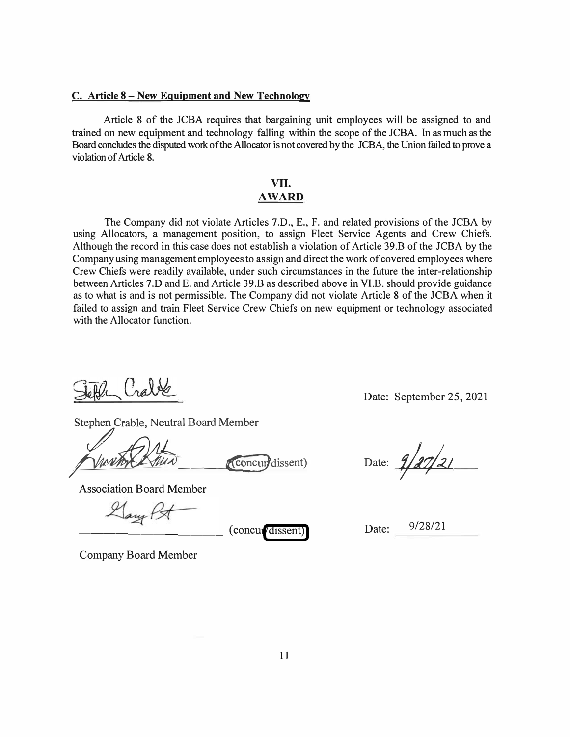**C. Article 8 – New Equipment and New Technology**

Article 8 of the JCBA requires that bargaining unit employees will be assigned to and trained on new equipment and technology falling within the scope of the JCBA. In as much as the Board concludes the disputed work of the Allocator is not covered by the JCBA, the Union failed to prove a violation of Article 8.

## VII.
## AWARD

The Company did not violate Articles 7.D., E., F. and related provisions of the JCBA by using Allocators, a management position, to assign Fleet Service Agents and Crew Chiefs. Although the record in this case does not establish a violation of Article 39.B of the JCBA by the Company using management employees to assign and direct the work of covered employees where Crew Chiefs were readily available, under such circumstances in the future the inter-relationship between Articles 7.D and E. and Article 39.B as described above in VI.B. should provide guidance as to what is and is not permissible. The Company did not violate Article 8 of the JCBA when it failed to assign and train Fleet Service Crew Chiefs on new equipment or technology associated with the Allocator function.

Stephen Crable, Neutral Board Member — Date: September 25, 2021

(concur/dissent) — Date: 9/27/21

Association Board Member

(concur/dissent) — Date: 9/28/21

Company Board Member